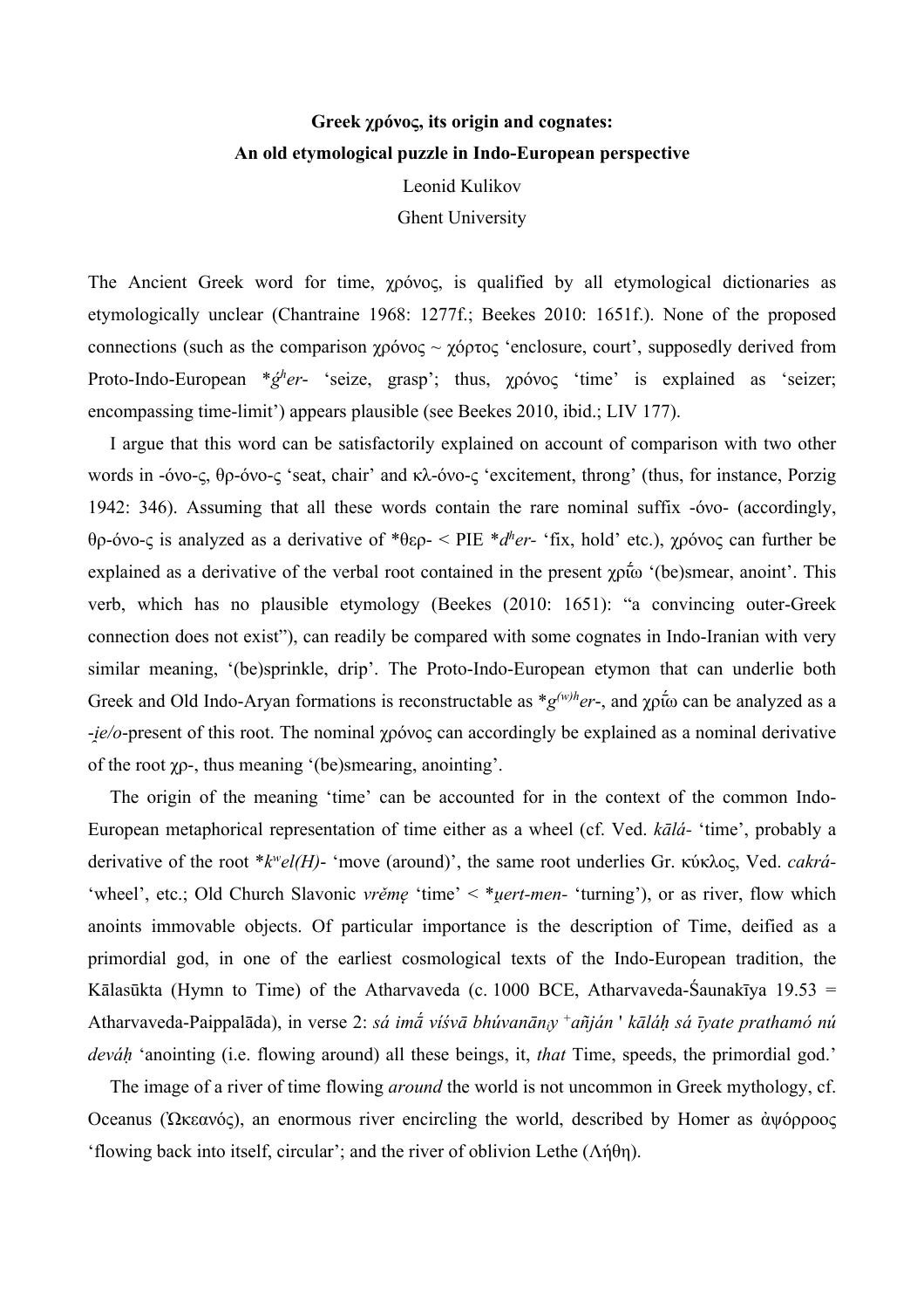**Greek χρόνος, its origin and cognates:**
**An old etymological puzzle in Indo-European perspective**

Leonid Kulikov
Ghent University

The Ancient Greek word for time, χρόνος, is qualified by all etymological dictionaries as etymologically unclear (Chantraine 1968: 1277f.; Beekes 2010: 1651f.). None of the proposed connections (such as the comparison χρόνος ~ χόρτος 'enclosure, court', supposedly derived from Proto-Indo-European *$\acute{g}^{h}$er- 'seize, grasp'; thus, χρόνος 'time' is explained as 'seizer; encompassing time-limit') appears plausible (see Beekes 2010, ibid.; LIV 177).

I argue that this word can be satisfactorily explained on account of comparison with two other words in -όνο-ς, θρ-όνο-ς 'seat, chair' and κλ-όνο-ς 'excitement, throng' (thus, for instance, Porzig 1942: 346). Assuming that all these words contain the rare nominal suffix -όνο- (accordingly, θρ-όνο-ς is analyzed as a derivative of *θερ- < PIE *$d^{h}$er- 'fix, hold' etc.), χρόνος can further be explained as a derivative of the verbal root contained in the present χρῄω '(be)smear, anoint'. This verb, which has no plausible etymology (Beekes (2010: 1651): "a convincing outer-Greek connection does not exist"), can readily be compared with some cognates in Indo-Iranian with very similar meaning, '(be)sprinkle, drip'. The Proto-Indo-European etymon that can underlie both Greek and Old Indo-Aryan formations is reconstructable as *$g^{(w)h}$er-, and χρῄω can be analyzed as a *-i̯e/o*-present of this root. The nominal χρόνος can accordingly be explained as a nominal derivative of the root χρ-, thus meaning '(be)smearing, anointing'.

The origin of the meaning 'time' can be accounted for in the context of the common Indo-European metaphorical representation of time either as a wheel (cf. Ved. *kālá-* 'time', probably a derivative of the root *$k^{w}$el(H)- 'move (around)', the same root underlies Gr. κύκλος, Ved. *cakrá-* 'wheel', etc.; Old Church Slavonic *vrěmę* 'time' < *u̯ert-men- 'turning'), or as river, flow which anoints immovable objects. Of particular importance is the description of Time, deified as a primordial god, in one of the earliest cosmological texts of the Indo-European tradition, the Kālasūkta (Hymn to Time) of the Atharvaveda (c. 1000 BCE, Atharvaveda-Śaunakīya 19.53 = Atharvaveda-Paippalāda), in verse 2: *sá imā́ víśvā bhúvanāniy* ⁺*añján* ' *kāláḥ sá īyate prathamó nú deváḥ* 'anointing (i.e. flowing around) all these beings, it, *that* Time, speeds, the primordial god.'

The image of a river of time flowing *around* the world is not uncommon in Greek mythology, cf. Oceanus (Ὠκεανός), an enormous river encircling the world, described by Homer as ἀψόρροος 'flowing back into itself, circular'; and the river of oblivion Lethe (Λήθη).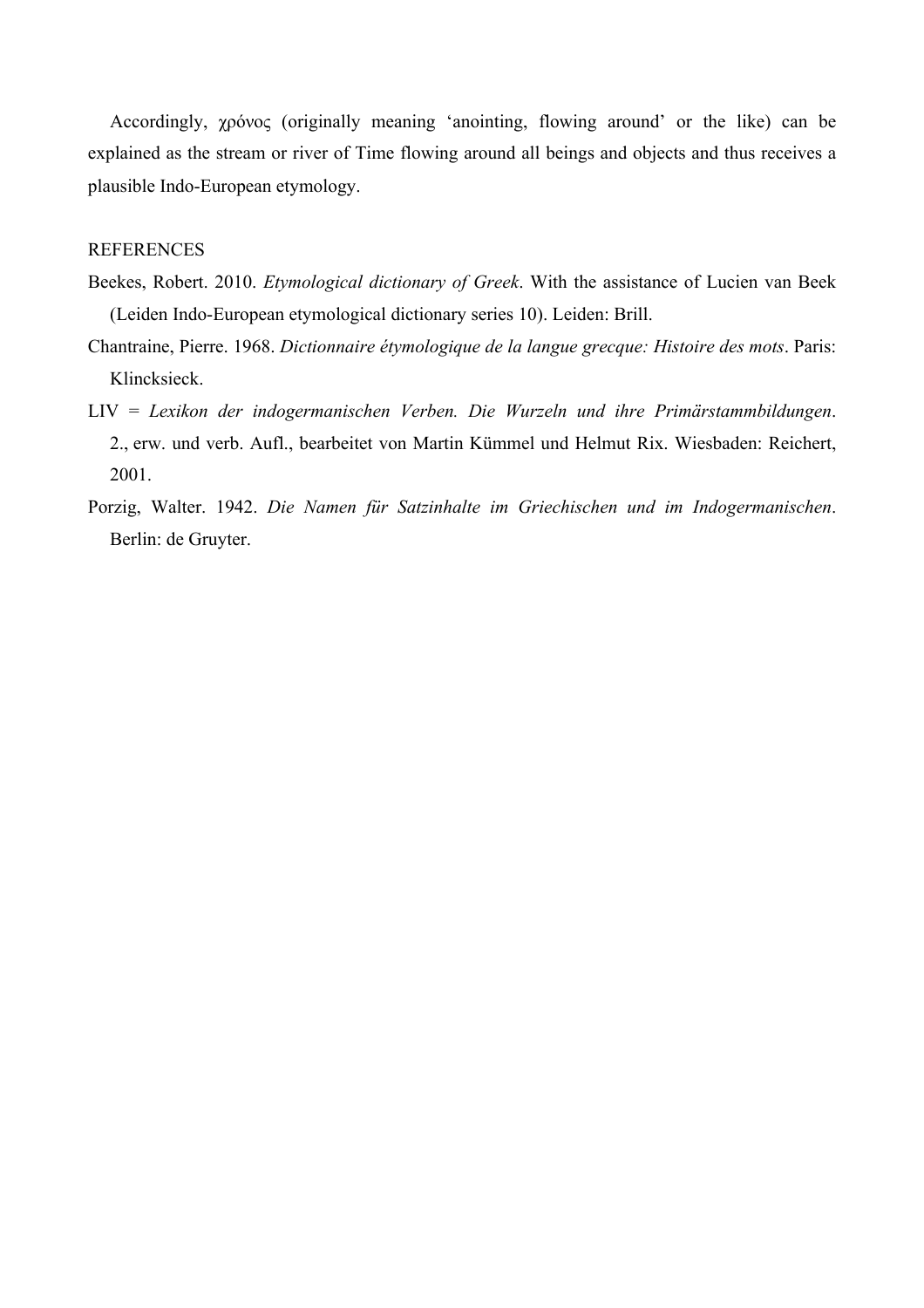Accordingly, χρόνος (originally meaning 'anointing, flowing around' or the like) can be explained as the stream or river of Time flowing around all beings and objects and thus receives a plausible Indo-European etymology.

REFERENCES

Beekes, Robert. 2010. *Etymological dictionary of Greek*. With the assistance of Lucien van Beek (Leiden Indo-European etymological dictionary series 10). Leiden: Brill.

Chantraine, Pierre. 1968. *Dictionnaire étymologique de la langue grecque: Histoire des mots*. Paris: Klincksieck.

LIV = *Lexikon der indogermanischen Verben. Die Wurzeln und ihre Primärstammbildungen*. 2., erw. und verb. Aufl., bearbeitet von Martin Kümmel und Helmut Rix. Wiesbaden: Reichert, 2001.

Porzig, Walter. 1942. *Die Namen für Satzinhalte im Griechischen und im Indogermanischen*. Berlin: de Gruyter.